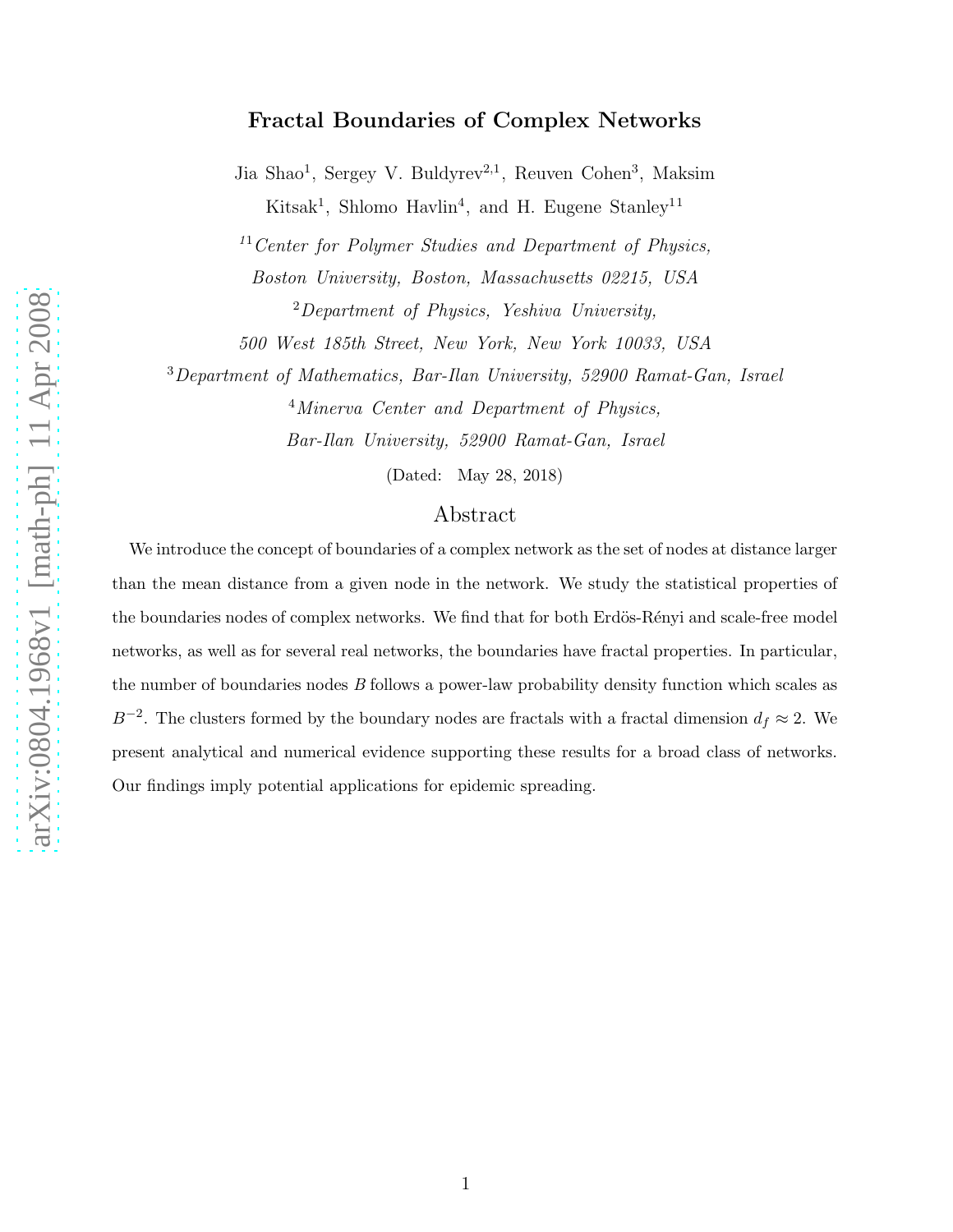# Fractal Boundaries of Complex Networks

Jia Shao[1], Sergey V. Buldyrev[2,1], Reuven Cohen[3], Maksim Kitsak[1], Shlomo Havlin[4], and H. Eugene Stanley[11]

[11] *Center for Polymer Studies and Department of Physics, Boston University, Boston, Massachusetts 02215, USA*

[2] *Department of Physics, Yeshiva University, 500 West 185th Street, New York, New York 10033, USA*

[3] *Department of Mathematics, Bar-Ilan University, 52900 Ramat-Gan, Israel*

[4] *Minerva Center and Department of Physics, Bar-Ilan University, 52900 Ramat-Gan, Israel*

(Dated: May 28, 2018)

## Abstract

We introduce the concept of boundaries of a complex network as the set of nodes at distance larger than the mean distance from a given node in the network. We study the statistical properties of the boundaries nodes of complex networks. We find that for both Erdös-Rényi and scale-free model networks, as well as for several real networks, the boundaries have fractal properties. In particular, the number of boundaries nodes $B$ follows a power-law probability density function which scales as $B^{-2}$. The clusters formed by the boundary nodes are fractals with a fractal dimension $d_f \approx 2$. We present analytical and numerical evidence supporting these results for a broad class of networks. Our findings imply potential applications for epidemic spreading.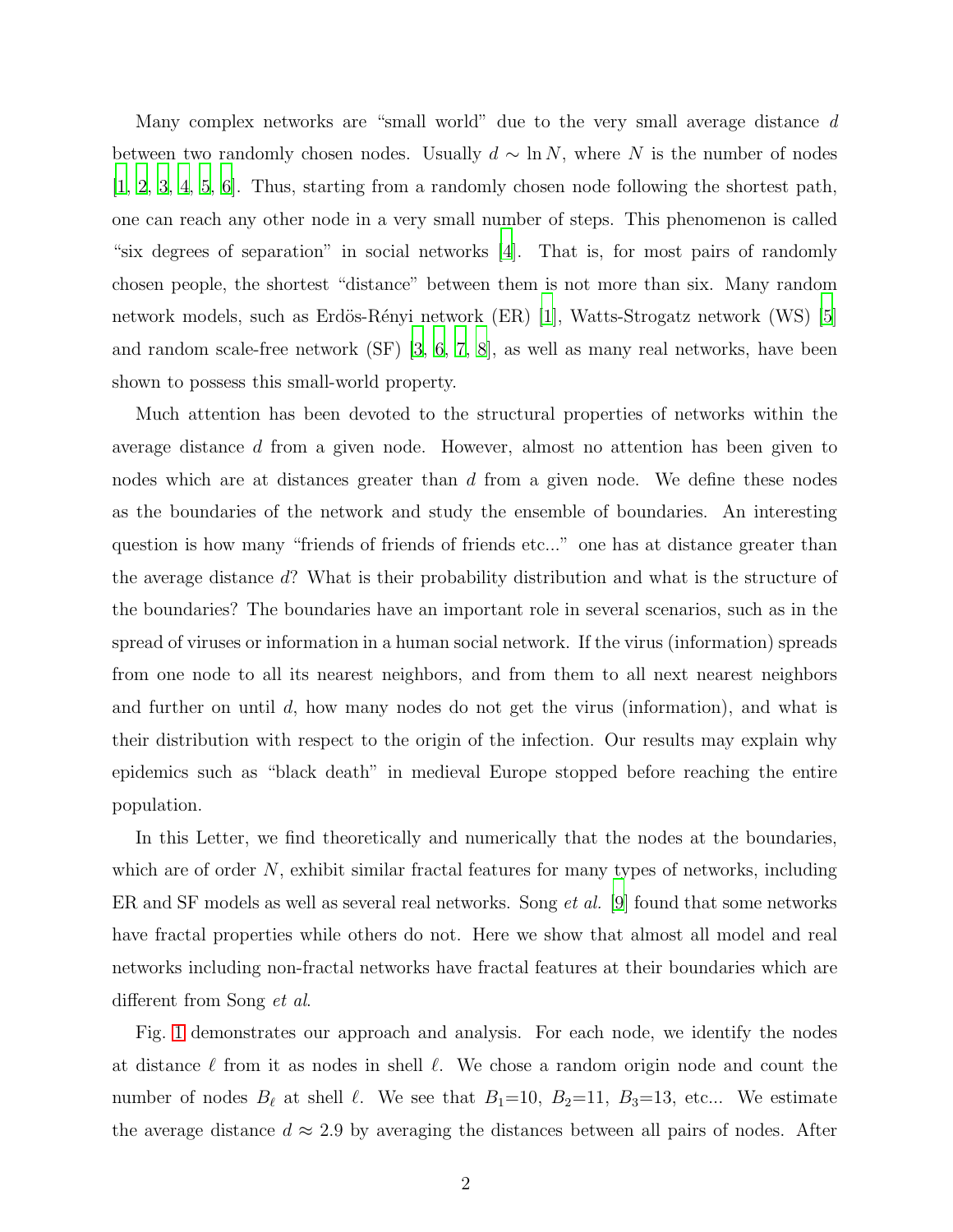Many complex networks are "small world" due to the very small average distance $d$ between two randomly chosen nodes. Usually $d \sim \ln N$, where $N$ is the number of nodes [1, 2, 3, 4, 5, 6]. Thus, starting from a randomly chosen node following the shortest path, one can reach any other node in a very small number of steps. This phenomenon is called "six degrees of separation" in social networks [4]. That is, for most pairs of randomly chosen people, the shortest "distance" between them is not more than six. Many random network models, such as Erdös-Rényi network (ER) [1], Watts-Strogatz network (WS) [5] and random scale-free network (SF) [3, 6, 7, 8], as well as many real networks, have been shown to possess this small-world property.

Much attention has been devoted to the structural properties of networks within the average distance $d$ from a given node. However, almost no attention has been given to nodes which are at distances greater than $d$ from a given node. We define these nodes as the boundaries of the network and study the ensemble of boundaries. An interesting question is how many "friends of friends of friends etc..." one has at distance greater than the average distance $d$? What is their probability distribution and what is the structure of the boundaries? The boundaries have an important role in several scenarios, such as in the spread of viruses or information in a human social network. If the virus (information) spreads from one node to all its nearest neighbors, and from them to all next nearest neighbors and further on until $d$, how many nodes do not get the virus (information), and what is their distribution with respect to the origin of the infection. Our results may explain why epidemics such as "black death" in medieval Europe stopped before reaching the entire population.

In this Letter, we find theoretically and numerically that the nodes at the boundaries, which are of order $N$, exhibit similar fractal features for many types of networks, including ER and SF models as well as several real networks. Song *et al.* [9] found that some networks have fractal properties while others do not. Here we show that almost all model and real networks including non-fractal networks have fractal features at their boundaries which are different from Song *et al*.

Fig. 1 demonstrates our approach and analysis. For each node, we identify the nodes at distance $\ell$ from it as nodes in shell $\ell$. We chose a random origin node and count the number of nodes $B_\ell$ at shell $\ell$. We see that $B_1$=10, $B_2$=11, $B_3$=13, etc... We estimate the average distance $d \approx 2.9$ by averaging the distances between all pairs of nodes. After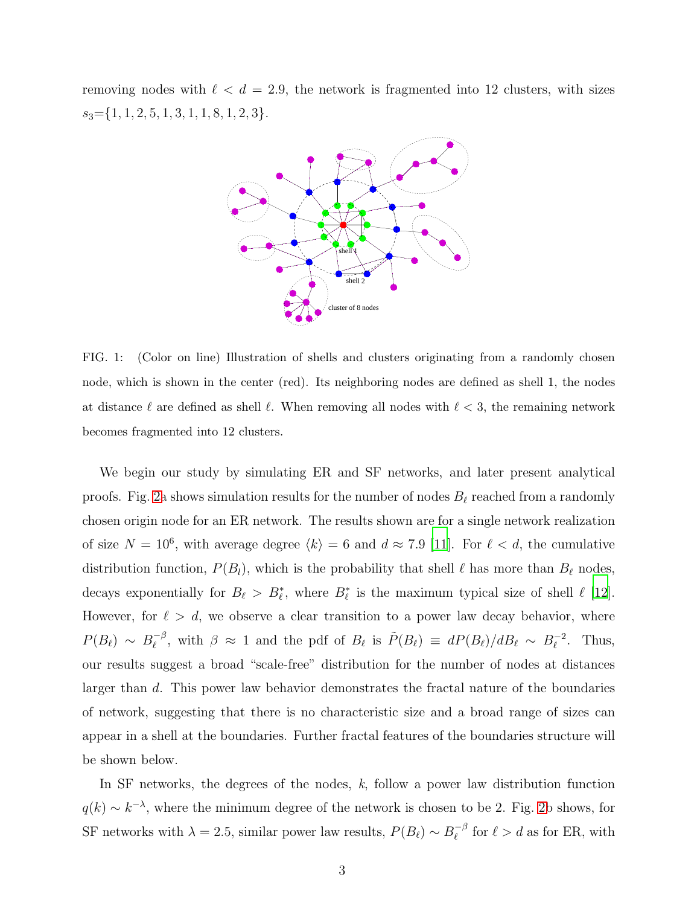removing nodes with $\ell < d = 2.9$, the network is fragmented into 12 clusters, with sizes $s_3$={1, 1, 2, 5, 1, 3, 1, 1, 8, 1, 2, 3}.

FIG. 1: (Color on line) Illustration of shells and clusters originating from a randomly chosen node, which is shown in the center (red). Its neighboring nodes are defined as shell 1, the nodes at distance $\ell$ are defined as shell $\ell$. When removing all nodes with $\ell < 3$, the remaining network becomes fragmented into 12 clusters.

We begin our study by simulating ER and SF networks, and later present analytical proofs. Fig. 2a shows simulation results for the number of nodes $B_\ell$ reached from a randomly chosen origin node for an ER network. The results shown are for a single network realization of size $N = 10^6$, with average degree $\langle k \rangle = 6$ and $d \approx 7.9$ [11]. For $\ell < d$, the cumulative distribution function, $P(B_l)$, which is the probability that shell $\ell$ has more than $B_\ell$ nodes, decays exponentially for $B_\ell > B^*_\ell$, where $B^*_\ell$ is the maximum typical size of shell $\ell$ [12]. However, for $\ell > d$, we observe a clear transition to a power law decay behavior, where $P(B_\ell) \sim B_\ell^{-\beta}$, with $\beta \approx 1$ and the pdf of $B_\ell$ is $\tilde{P}(B_\ell) \equiv dP(B_\ell)/dB_\ell \sim B_\ell^{-2}$. Thus, our results suggest a broad "scale-free" distribution for the number of nodes at distances larger than $d$. This power law behavior demonstrates the fractal nature of the boundaries of network, suggesting that there is no characteristic size and a broad range of sizes can appear in a shell at the boundaries. Further fractal features of the boundaries structure will be shown below.

In SF networks, the degrees of the nodes, $k$, follow a power law distribution function $q(k) \sim k^{-\lambda}$, where the minimum degree of the network is chosen to be 2. Fig. 2b shows, for SF networks with $\lambda = 2.5$, similar power law results, $P(B_\ell) \sim B_\ell^{-\beta}$ for $\ell > d$ as for ER, with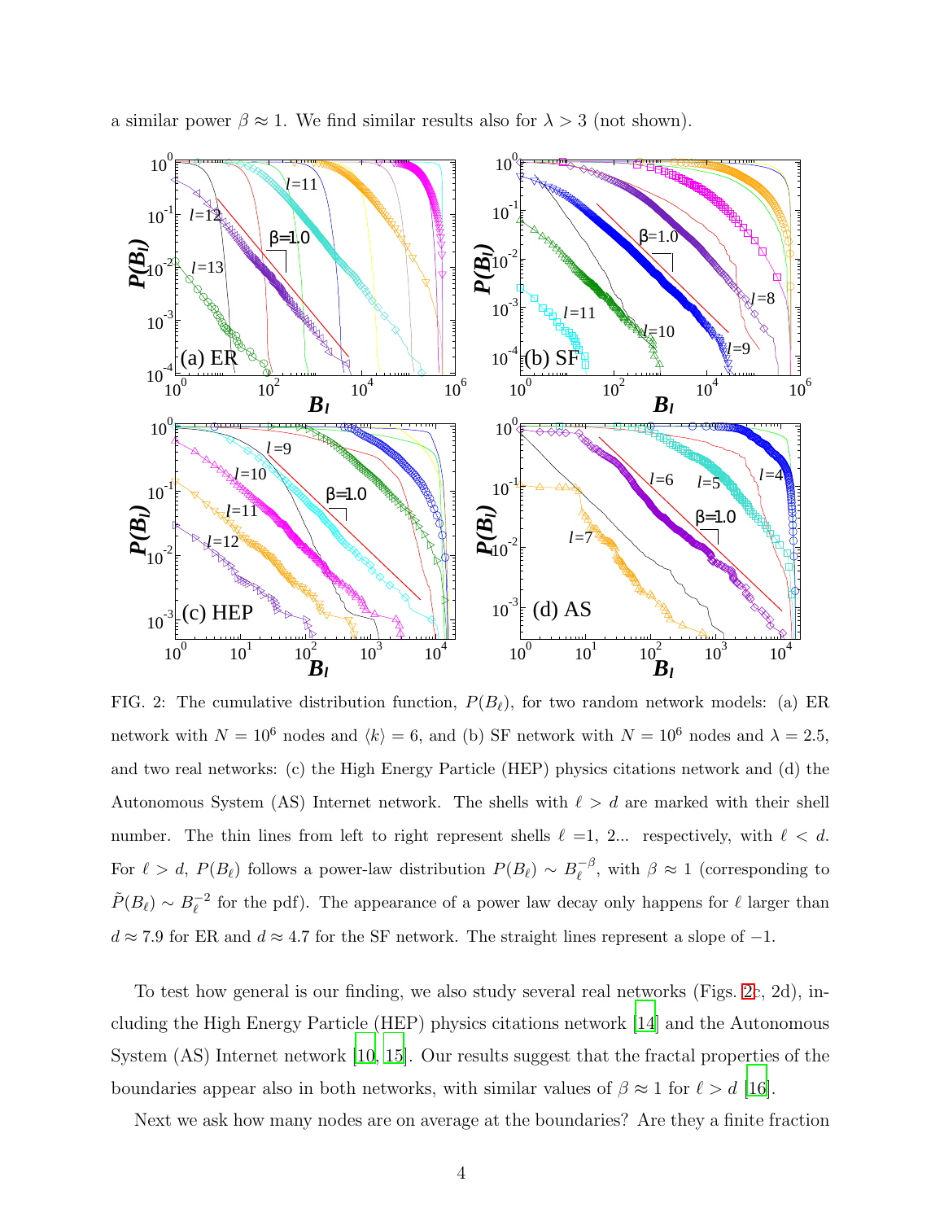a similar power $\beta \approx 1$. We find similar results also for $\lambda > 3$ (not shown).

FIG. 2: The cumulative distribution function, $P(B_\ell)$, for two random network models: (a) ER network with $N = 10^6$ nodes and $\langle k \rangle = 6$, and (b) SF network with $N = 10^6$ nodes and $\lambda = 2.5$, and two real networks: (c) the High Energy Particle (HEP) physics citations network and (d) the Autonomous System (AS) Internet network. The shells with $\ell > d$ are marked with their shell number. The thin lines from left to right represent shells $\ell$ =1, 2... respectively, with $\ell < d$. For $\ell > d$, $P(B_\ell)$ follows a power-law distribution $P(B_\ell) \sim B_\ell^{-\beta}$, with $\beta \approx 1$ (corresponding to $\tilde{P}(B_\ell) \sim B_\ell^{-2}$ for the pdf). The appearance of a power law decay only happens for $\ell$ larger than $d \approx 7.9$ for ER and $d \approx 4.7$ for the SF network. The straight lines represent a slope of $-1$.

To test how general is our finding, we also study several real networks (Figs. 2c, 2d), including the High Energy Particle (HEP) physics citations network [14] and the Autonomous System (AS) Internet network [10, 15]. Our results suggest that the fractal properties of the boundaries appear also in both networks, with similar values of $\beta \approx 1$ for $\ell > d$ [16].

Next we ask how many nodes are on average at the boundaries? Are they a finite fraction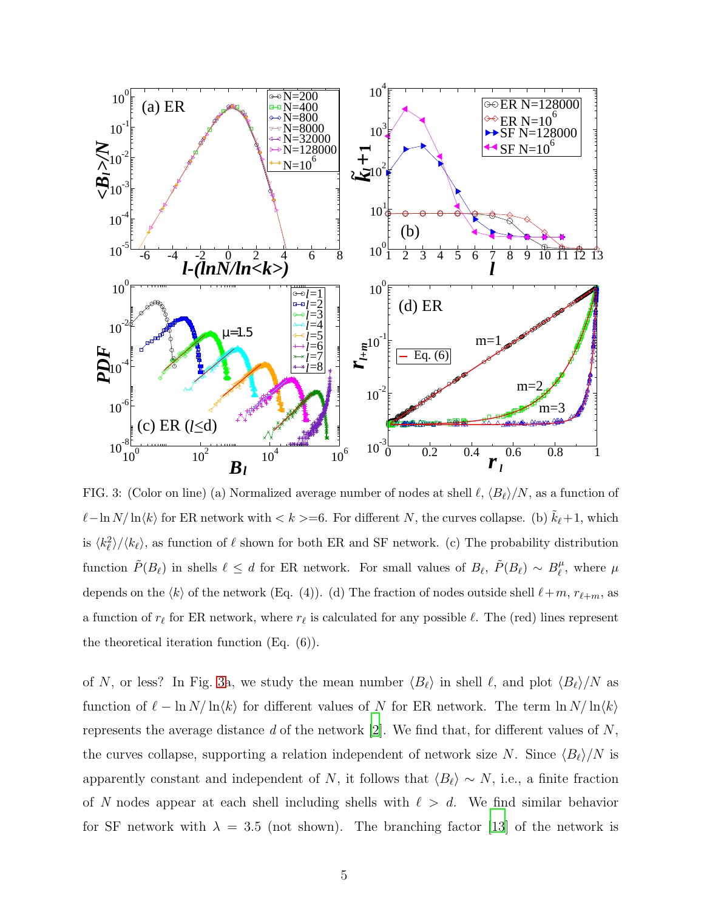FIG. 3: (Color on line) (a) Normalized average number of nodes at shell $\ell$, $\langle B_\ell \rangle / N$, as a function of $\ell - \ln N / \ln \langle k \rangle$ for ER network with $< k >= 6$. For different $N$, the curves collapse. (b) $\tilde{k}_\ell + 1$, which is $\langle k_\ell^2 \rangle / \langle k_\ell \rangle$, as function of $\ell$ shown for both ER and SF network. (c) The probability distribution function $\tilde{P}(B_\ell)$ in shells $\ell \leq d$ for ER network. For small values of $B_\ell$, $\tilde{P}(B_\ell) \sim B_\ell^\mu$, where $\mu$ depends on the $\langle k \rangle$ of the network (Eq. (4)). (d) The fraction of nodes outside shell $\ell + m$, $r_{\ell+m}$, as a function of $r_\ell$ for ER network, where $r_\ell$ is calculated for any possible $\ell$. The (red) lines represent the theoretical iteration function (Eq. (6)).

of $N$, or less? In Fig. 3a, we study the mean number $\langle B_\ell \rangle$ in shell $\ell$, and plot $\langle B_\ell \rangle / N$ as function of $\ell - \ln N / \ln \langle k \rangle$ for different values of $N$ for ER network. The term $\ln N / \ln \langle k \rangle$ represents the average distance $d$ of the network [2]. We find that, for different values of $N$, the curves collapse, supporting a relation independent of network size $N$. Since $\langle B_\ell \rangle / N$ is apparently constant and independent of $N$, it follows that $\langle B_\ell \rangle \sim N$, i.e., a finite fraction of $N$ nodes appear at each shell including shells with $\ell > d$. We find similar behavior for SF network with $\lambda = 3.5$ (not shown). The branching factor [13] of the network is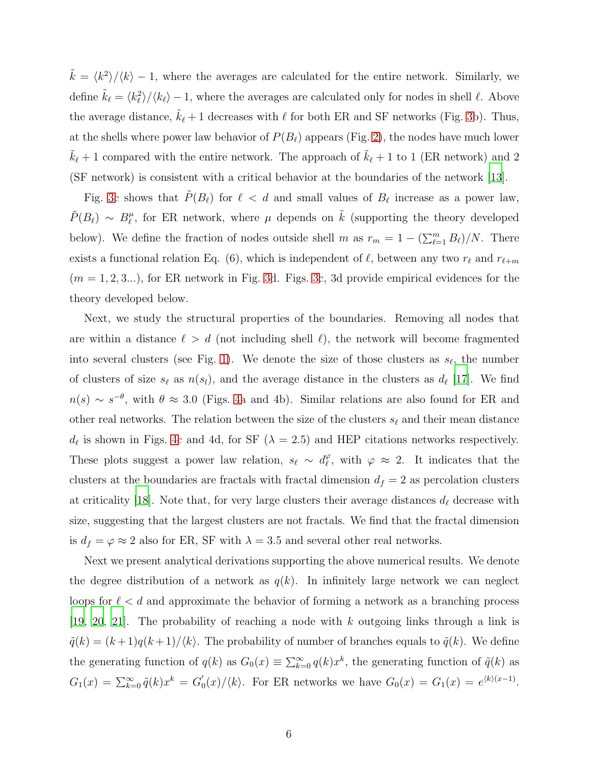$\tilde{k} = \langle k^2 \rangle / \langle k \rangle - 1$, where the averages are calculated for the entire network. Similarly, we define $\tilde{k}_\ell = \langle k_\ell^2 \rangle / \langle k_\ell \rangle - 1$, where the averages are calculated only for nodes in shell $\ell$. Above the average distance, $\tilde{k}_\ell + 1$ decreases with $\ell$ for both ER and SF networks (Fig. 3b). Thus, at the shells where power law behavior of $P(B_\ell)$ appears (Fig. 2), the nodes have much lower $\tilde{k}_\ell + 1$ compared with the entire network. The approach of $\tilde{k}_\ell + 1$ to 1 (ER network) and 2 (SF network) is consistent with a critical behavior at the boundaries of the network [13].

Fig. 3c shows that $\tilde{P}(B_\ell)$ for $\ell < d$ and small values of $B_\ell$ increase as a power law, $\tilde{P}(B_\ell) \sim B_\ell^\mu$, for ER network, where $\mu$ depends on $\tilde{k}$ (supporting the theory developed below). We define the fraction of nodes outside shell $m$ as $r_m = 1 - (\sum_{\ell=1}^{m} B_\ell)/N$. There exists a functional relation Eq. (6), which is independent of $\ell$, between any two $r_\ell$ and $r_{\ell+m}$ ($m = 1, 2, 3...$), for ER network in Fig. 3d. Figs. 3c, 3d provide empirical evidences for the theory developed below.

Next, we study the structural properties of the boundaries. Removing all nodes that are within a distance $\ell > d$ (not including shell $\ell$), the network will become fragmented into several clusters (see Fig. 1). We denote the size of those clusters as $s_\ell$, the number of clusters of size $s_\ell$ as $n(s_l)$, and the average distance in the clusters as $d_\ell$ [17]. We find $n(s) \sim s^{-\theta}$, with $\theta \approx 3.0$ (Figs. 4a and 4b). Similar relations are also found for ER and other real networks. The relation between the size of the clusters $s_\ell$ and their mean distance $d_\ell$ is shown in Figs. 4c and 4d, for SF ($\lambda = 2.5$) and HEP citations networks respectively. These plots suggest a power law relation, $s_\ell \sim d_\ell^\varphi$, with $\varphi \approx 2$. It indicates that the clusters at the boundaries are fractals with fractal dimension $d_f = 2$ as percolation clusters at criticality [18]. Note that, for very large clusters their average distances $d_\ell$ decrease with size, suggesting that the largest clusters are not fractals. We find that the fractal dimension is $d_f = \varphi \approx 2$ also for ER, SF with $\lambda = 3.5$ and several other real networks.

Next we present analytical derivations supporting the above numerical results. We denote the degree distribution of a network as $q(k)$. In infinitely large network we can neglect loops for $\ell < d$ and approximate the behavior of forming a network as a branching process [19, 20, 21]. The probability of reaching a node with $k$ outgoing links through a link is $\tilde{q}(k) = (k+1)q(k+1)/\langle k \rangle$. The probability of number of branches equals to $\tilde{q}(k)$. We define the generating function of $q(k)$ as $G_0(x) \equiv \sum_{k=0}^{\infty} q(k)x^k$, the generating function of $\tilde{q}(k)$ as $G_1(x) = \sum_{k=0}^{\infty} \tilde{q}(k)x^k = G_0'(x)/\langle k \rangle$. For ER networks we have $G_0(x) = G_1(x) = e^{\langle k \rangle (x-1)}$.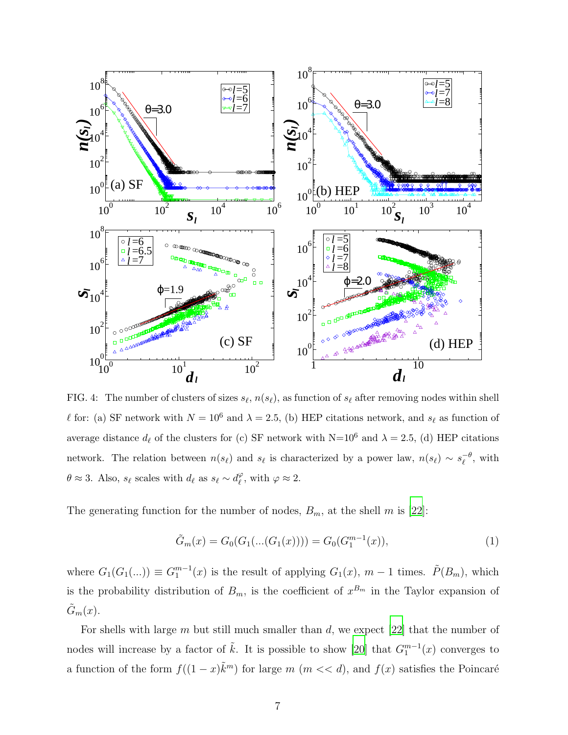FIG. 4: The number of clusters of sizes $s_\ell$, $n(s_\ell)$, as function of $s_\ell$ after removing nodes within shell $\ell$ for: (a) SF network with $N = 10^6$ and $\lambda = 2.5$, (b) HEP citations network, and $s_\ell$ as function of average distance $d_\ell$ of the clusters for (c) SF network with N=$10^6$ and $\lambda = 2.5$, (d) HEP citations network. The relation between $n(s_\ell)$ and $s_\ell$ is characterized by a power law, $n(s_\ell) \sim s_\ell^{-\theta}$, with $\theta \approx 3$. Also, $s_\ell$ scales with $d_\ell$ as $s_\ell \sim d_\ell^{\varphi}$, with $\varphi \approx 2$.

The generating function for the number of nodes, $B_m$, at the shell $m$ is [22]:

$$\tilde{G}_m(x) = G_0(G_1(...(G_1(x)))) = G_0(G_1^{m-1}(x)), \tag{1}$$

where $G_1(G_1(...)) \equiv G_1^{m-1}(x)$ is the result of applying $G_1(x)$, $m-1$ times. $\tilde{P}(B_m)$, which is the probability distribution of $B_m$, is the coefficient of $x^{B_m}$ in the Taylor expansion of $\tilde{G}_m(x)$.

For shells with large $m$ but still much smaller than $d$, we expect [22] that the number of nodes will increase by a factor of $\tilde{k}$. It is possible to show [20] that $G_1^{m-1}(x)$ converges to a function of the form $f((1-x)\tilde{k}^m)$ for large $m$ ($m << d$), and $f(x)$ satisfies the Poincaré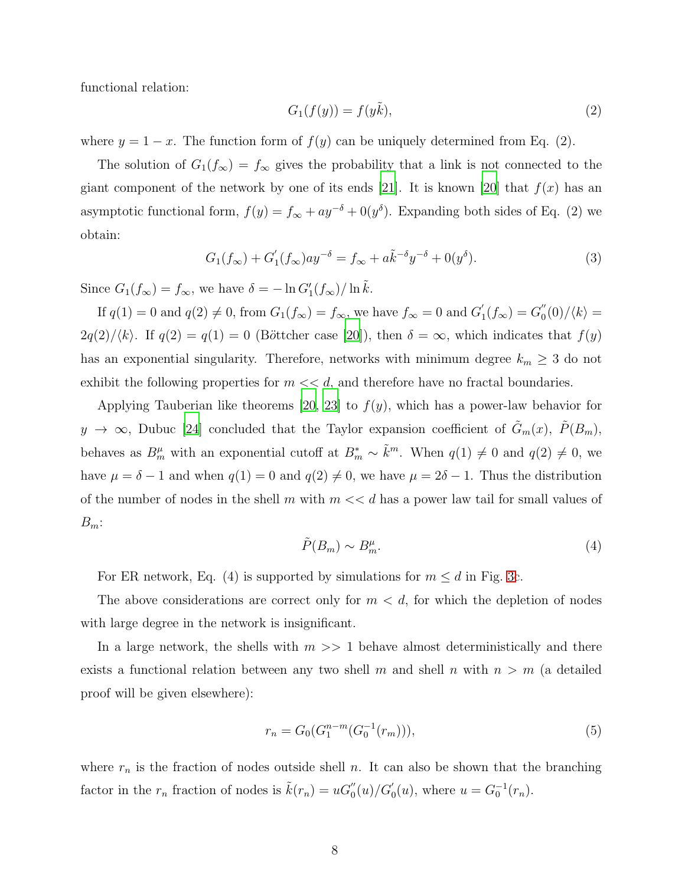functional relation:

$$G_1(f(y)) = f(y\tilde{k}), \tag{2}$$

where $y = 1 - x$. The function form of $f(y)$ can be uniquely determined from Eq. (2).

The solution of $G_1(f_\infty) = f_\infty$ gives the probability that a link is not connected to the giant component of the network by one of its ends [21]. It is known [20] that $f(x)$ has an asymptotic functional form, $f(y) = f_\infty + ay^{-\delta} + 0(y^\delta)$. Expanding both sides of Eq. (2) we obtain:

$$G_1(f_\infty) + G_1^{'}(f_\infty)ay^{-\delta} = f_\infty + a\tilde{k}^{-\delta}y^{-\delta} + 0(y^\delta). \tag{3}$$

Since $G_1(f_\infty) = f_\infty$, we have $\delta = -\ln G_1^{\prime}(f_\infty)/\ln \tilde{k}$.

If $q(1) = 0$ and $q(2) \neq 0$, from $G_1(f_\infty) = f_\infty$, we have $f_\infty = 0$ and $G_1^{'}(f_\infty) = G_0^{''}(0)/\langle k \rangle = 2q(2)/\langle k \rangle$. If $q(2) = q(1) = 0$ (Böttcher case [20]), then $\delta = \infty$, which indicates that $f(y)$ has an exponential singularity. Therefore, networks with minimum degree $k_m \geq 3$ do not exhibit the following properties for $m << d$, and therefore have no fractal boundaries.

Applying Tauberian like theorems [20, 23] to $f(y)$, which has a power-law behavior for $y \to \infty$, Dubuc [24] concluded that the Taylor expansion coefficient of $\tilde{G}_m(x)$, $\tilde{P}(B_m)$, behaves as $B_m^\mu$ with an exponential cutoff at $B_m^* \sim \tilde{k}^m$. When $q(1) \neq 0$ and $q(2) \neq 0$, we have $\mu = \delta - 1$ and when $q(1) = 0$ and $q(2) \neq 0$, we have $\mu = 2\delta - 1$. Thus the distribution of the number of nodes in the shell $m$ with $m << d$ has a power law tail for small values of $B_m$:

$$\tilde{P}(B_m) \sim B_m^\mu. \tag{4}$$

For ER network, Eq. (4) is supported by simulations for $m \leq d$ in Fig. 3c.

The above considerations are correct only for $m < d$, for which the depletion of nodes with large degree in the network is insignificant.

In a large network, the shells with $m >> 1$ behave almost deterministically and there exists a functional relation between any two shell $m$ and shell $n$ with $n > m$ (a detailed proof will be given elsewhere):

$$r_n = G_0(G_1^{n-m}(G_0^{-1}(r_m))), \tag{5}$$

where $r_n$ is the fraction of nodes outside shell $n$. It can also be shown that the branching factor in the $r_n$ fraction of nodes is $\tilde{k}(r_n) = uG_0^{''}(u)/G_0^{'}(u)$, where $u = G_0^{-1}(r_n)$.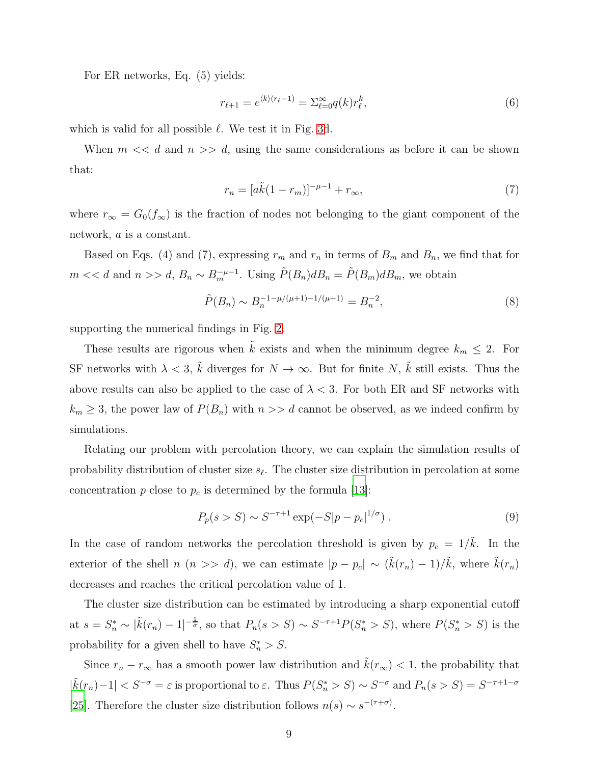For ER networks, Eq. (5) yields:

$$r_{\ell+1} = e^{\langle k \rangle (r_\ell - 1)} = \Sigma_{\ell=0}^{\infty} q(k) r_\ell^k, \tag{6}$$

which is valid for all possible $\ell$. We test it in Fig. 3d.

When $m << d$ and $n >> d$, using the same considerations as before it can be shown that:

$$r_n = [a\tilde{k}(1 - r_m)]^{-\mu-1} + r_\infty, \tag{7}$$

where $r_\infty = G_0(f_\infty)$ is the fraction of nodes not belonging to the giant component of the network, $a$ is a constant.

Based on Eqs. (4) and (7), expressing $r_m$ and $r_n$ in terms of $B_m$ and $B_n$, we find that for $m << d$ and $n >> d$, $B_n \sim B_m^{-\mu-1}$. Using $\tilde{P}(B_n)dB_n = \tilde{P}(B_m)dB_m$, we obtain

$$\tilde{P}(B_n) \sim B_n^{-1-\mu/(\mu+1)-1/(\mu+1)} = B_n^{-2}, \tag{8}$$

supporting the numerical findings in Fig. 2.

These results are rigorous when $\tilde{k}$ exists and when the minimum degree $k_m \leq 2$. For SF networks with $\lambda < 3$, $\tilde{k}$ diverges for $N \to \infty$. But for finite $N$, $\tilde{k}$ still exists. Thus the above results can also be applied to the case of $\lambda < 3$. For both ER and SF networks with $k_m \geq 3$, the power law of $P(B_n)$ with $n >> d$ cannot be observed, as we indeed confirm by simulations.

Relating our problem with percolation theory, we can explain the simulation results of probability distribution of cluster size $s_\ell$. The cluster size distribution in percolation at some concentration $p$ close to $p_c$ is determined by the formula [13]:

$$P_p(s > S) \sim S^{-\tau+1} \exp(-S|p - p_c|^{1/\sigma}) \,. \tag{9}$$

In the case of random networks the percolation threshold is given by $p_c = 1/\tilde{k}$. In the exterior of the shell $n$ ($n >> d$), we can estimate $|p - p_c| \sim (\tilde{k}(r_n) - 1)/\tilde{k}$, where $\tilde{k}(r_n)$ decreases and reaches the critical percolation value of 1.

The cluster size distribution can be estimated by introducing a sharp exponential cutoff at $s = S_n^* \sim |\tilde{k}(r_n) - 1|^{-\frac{1}{\sigma}}$, so that $P_n(s > S) \sim S^{-\tau+1} P(S_n^* > S)$, where $P(S_n^* > S)$ is the probability for a given shell to have $S_n^* > S$.

Since $r_n - r_\infty$ has a smooth power law distribution and $\tilde{k}(r_\infty) < 1$, the probability that $|\tilde{k}(r_n) - 1| < S^{-\sigma} = \varepsilon$ is proportional to $\varepsilon$. Thus $P(S_n^* > S) \sim S^{-\sigma}$ and $P_n(s > S) = S^{-\tau+1-\sigma}$ [25]. Therefore the cluster size distribution follows $n(s) \sim s^{-(\tau+\sigma)}$.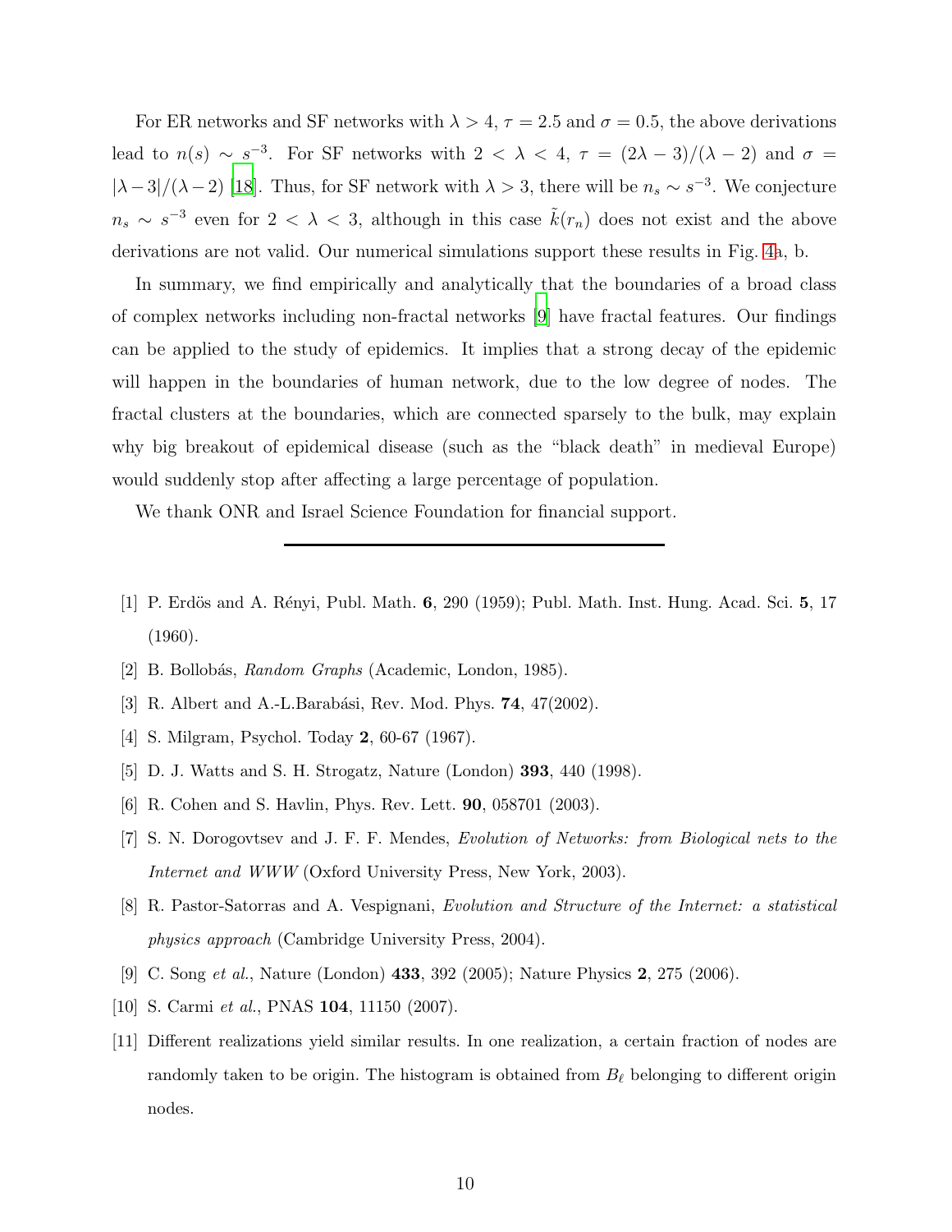For ER networks and SF networks with $\lambda > 4$, $\tau = 2.5$ and $\sigma = 0.5$, the above derivations lead to $n(s) \sim s^{-3}$. For SF networks with $2 < \lambda < 4$, $\tau = (2\lambda - 3)/(\lambda - 2)$ and $\sigma = |\lambda - 3|/(\lambda - 2)$ [18]. Thus, for SF network with $\lambda > 3$, there will be $n_s \sim s^{-3}$. We conjecture $n_s \sim s^{-3}$ even for $2 < \lambda < 3$, although in this case $\tilde{k}(r_n)$ does not exist and the above derivations are not valid. Our numerical simulations support these results in Fig. 4a, b.

In summary, we find empirically and analytically that the boundaries of a broad class of complex networks including non-fractal networks [9] have fractal features. Our findings can be applied to the study of epidemics. It implies that a strong decay of the epidemic will happen in the boundaries of human network, due to the low degree of nodes. The fractal clusters at the boundaries, which are connected sparsely to the bulk, may explain why big breakout of epidemical disease (such as the "black death" in medieval Europe) would suddenly stop after affecting a large percentage of population.

We thank ONR and Israel Science Foundation for financial support.

---

[1] P. Erdös and A. Rényi, Publ. Math. **6**, 290 (1959); Publ. Math. Inst. Hung. Acad. Sci. **5**, 17 (1960).

[2] B. Bollobás, *Random Graphs* (Academic, London, 1985).

[3] R. Albert and A.-L.Barabási, Rev. Mod. Phys. **74**, 47(2002).

[4] S. Milgram, Psychol. Today **2**, 60-67 (1967).

[5] D. J. Watts and S. H. Strogatz, Nature (London) **393**, 440 (1998).

[6] R. Cohen and S. Havlin, Phys. Rev. Lett. **90**, 058701 (2003).

[7] S. N. Dorogovtsev and J. F. F. Mendes, *Evolution of Networks: from Biological nets to the Internet and WWW* (Oxford University Press, New York, 2003).

[8] R. Pastor-Satorras and A. Vespignani, *Evolution and Structure of the Internet: a statistical physics approach* (Cambridge University Press, 2004).

[9] C. Song *et al.*, Nature (London) **433**, 392 (2005); Nature Physics **2**, 275 (2006).

[10] S. Carmi *et al.*, PNAS **104**, 11150 (2007).

[11] Different realizations yield similar results. In one realization, a certain fraction of nodes are randomly taken to be origin. The histogram is obtained from $B_\ell$ belonging to different origin nodes.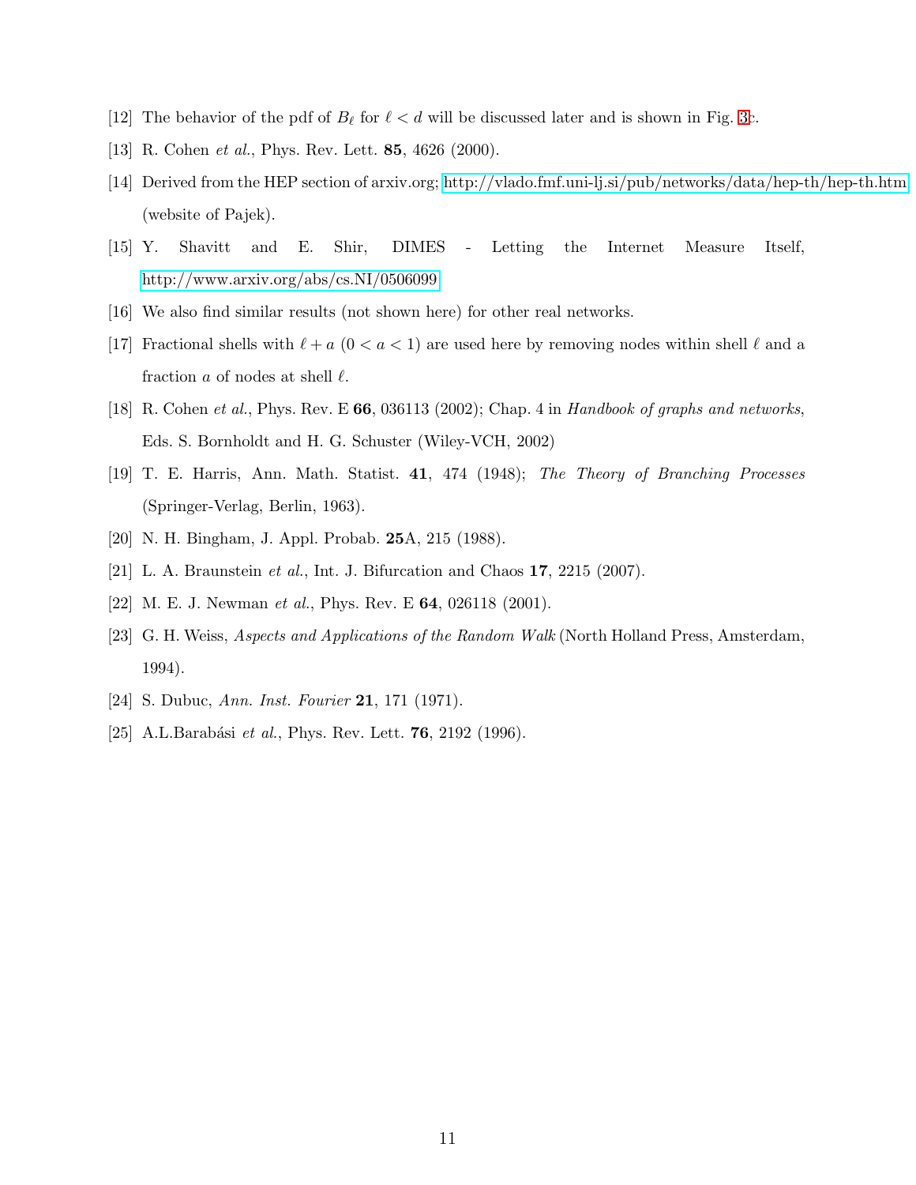[12] The behavior of the pdf of $B_\ell$ for $\ell < d$ will be discussed later and is shown in Fig. 3c.

[13] R. Cohen *et al.*, Phys. Rev. Lett. **85**, 4626 (2000).

[14] Derived from the HEP section of arxiv.org; http://vlado.fmf.uni-lj.si/pub/networks/data/hep-th/hep-th.htm (website of Pajek).

[15] Y. Shavitt and E. Shir, DIMES - Letting the Internet Measure Itself, http://www.arxiv.org/abs/cs.NI/0506099

[16] We also find similar results (not shown here) for other real networks.

[17] Fractional shells with $\ell + a$ $(0 < a < 1)$ are used here by removing nodes within shell $\ell$ and a fraction $a$ of nodes at shell $\ell$.

[18] R. Cohen *et al.*, Phys. Rev. E **66**, 036113 (2002); Chap. 4 in *Handbook of graphs and networks*, Eds. S. Bornholdt and H. G. Schuster (Wiley-VCH, 2002)

[19] T. E. Harris, Ann. Math. Statist. **41**, 474 (1948); *The Theory of Branching Processes* (Springer-Verlag, Berlin, 1963).

[20] N. H. Bingham, J. Appl. Probab. **25**A, 215 (1988).

[21] L. A. Braunstein *et al.*, Int. J. Bifurcation and Chaos **17**, 2215 (2007).

[22] M. E. J. Newman *et al.*, Phys. Rev. E **64**, 026118 (2001).

[23] G. H. Weiss, *Aspects and Applications of the Random Walk* (North Holland Press, Amsterdam, 1994).

[24] S. Dubuc, *Ann. Inst. Fourier* **21**, 171 (1971).

[25] A.L.Barabási *et al.*, Phys. Rev. Lett. **76**, 2192 (1996).